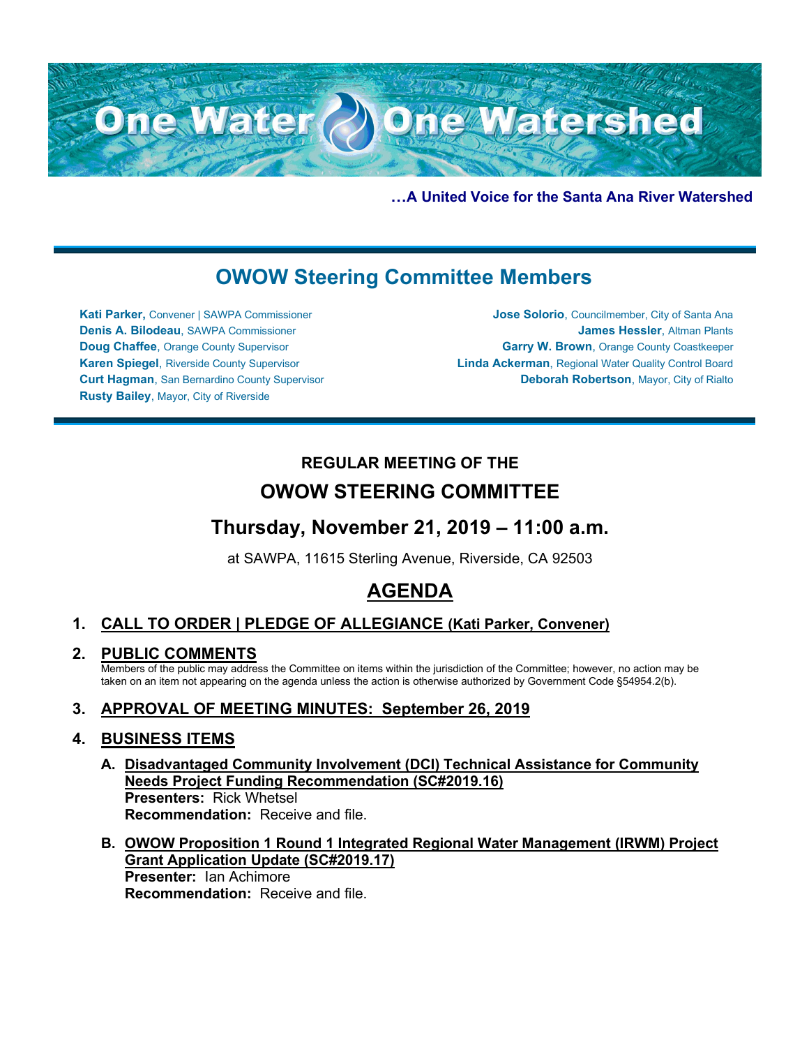# One Water One Watershed

**…A United Voice for the Santa Ana River Watershed**

## OWOW Steering Committee Members

**Kati Parker,** Convener | SAWPA Commissioner
**Denis A. Bilodeau**, SAWPA Commissioner
**Doug Chaffee**, Orange County Supervisor
**Karen Spiegel**, Riverside County Supervisor
**Curt Hagman**, San Bernardino County Supervisor
**Rusty Bailey**, Mayor, City of Riverside
**Jose Solorio**, Councilmember, City of Santa Ana
**James Hessler**, Altman Plants
**Garry W. Brown**, Orange County Coastkeeper
**Linda Ackerman**, Regional Water Quality Control Board
**Deborah Robertson**, Mayor, City of Rialto

---

### REGULAR MEETING OF THE

## OWOW STEERING COMMITTEE

## Thursday, November 21, 2019 – 11:00 a.m.

at SAWPA, 11615 Sterling Avenue, Riverside, CA 92503

# AGENDA

1. **CALL TO ORDER | PLEDGE OF ALLEGIANCE (Kati Parker, Convener)**

2. **PUBLIC COMMENTS**
   Members of the public may address the Committee on items within the jurisdiction of the Committee; however, no action may be taken on an item not appearing on the agenda unless the action is otherwise authorized by Government Code §54954.2(b).

3. **APPROVAL OF MEETING MINUTES: September 26, 2019**

4. **BUSINESS ITEMS**

   A. **Disadvantaged Community Involvement (DCI) Technical Assistance for Community Needs Project Funding Recommendation (SC#2019.16)**
   **Presenters:** Rick Whetsel
   **Recommendation:** Receive and file.

   B. **OWOW Proposition 1 Round 1 Integrated Regional Water Management (IRWM) Project Grant Application Update (SC#2019.17)**
   **Presenter:** Ian Achimore
   **Recommendation:** Receive and file.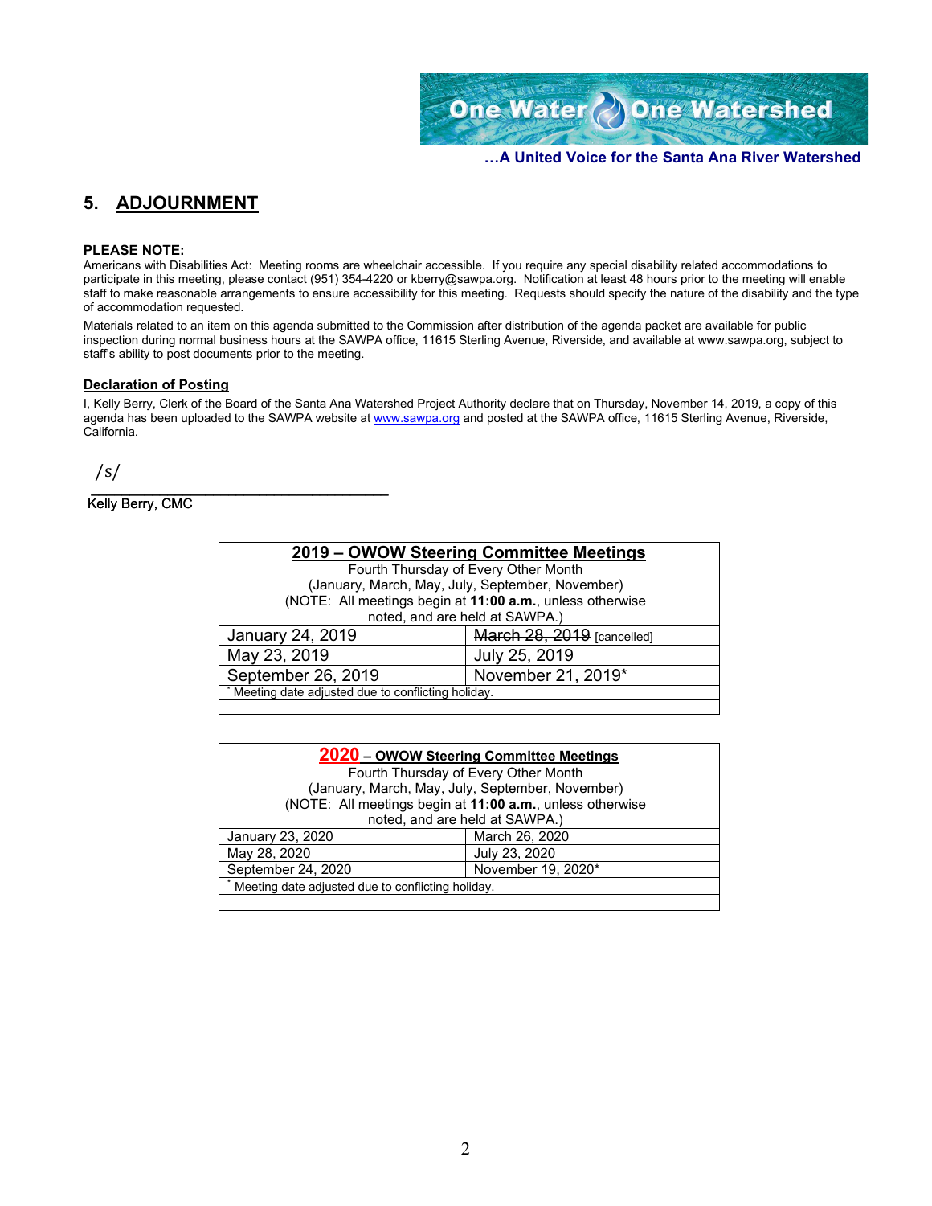...A United Voice for the Santa Ana River Watershed

## 5. ADJOURNMENT

**PLEASE NOTE:**

Americans with Disabilities Act: Meeting rooms are wheelchair accessible. If you require any special disability related accommodations to participate in this meeting, please contact (951) 354-4220 or kberry@sawpa.org. Notification at least 48 hours prior to the meeting will enable staff to make reasonable arrangements to ensure accessibility for this meeting. Requests should specify the nature of the disability and the type of accommodation requested.

Materials related to an item on this agenda submitted to the Commission after distribution of the agenda packet are available for public inspection during normal business hours at the SAWPA office, 11615 Sterling Avenue, Riverside, and available at www.sawpa.org, subject to staff's ability to post documents prior to the meeting.

**Declaration of Posting**

I, Kelly Berry, Clerk of the Board of the Santa Ana Watershed Project Authority declare that on Thursday, November 14, 2019, a copy of this agenda has been uploaded to the SAWPA website at www.sawpa.org and posted at the SAWPA office, 11615 Sterling Avenue, Riverside, California.

/s/
_______________________________
Kelly Berry, CMC

| **2019 – OWOW Steering Committee Meetings**<br>Fourth Thursday of Every Other Month<br>(January, March, May, July, September, November)<br>(NOTE: All meetings begin at **11:00 a.m.**, unless otherwise noted, and are held at SAWPA.) | |
|---|---|
| January 24, 2019 | ~~March 28, 2019~~ [cancelled] |
| May 23, 2019 | July 25, 2019 |
| September 26, 2019 | November 21, 2019* |
| * Meeting date adjusted due to conflicting holiday. | |

| **2020 – OWOW Steering Committee Meetings**<br>Fourth Thursday of Every Other Month<br>(January, March, May, July, September, November)<br>(NOTE: All meetings begin at **11:00 a.m.**, unless otherwise noted, and are held at SAWPA.) | |
|---|---|
| January 23, 2020 | March 26, 2020 |
| May 28, 2020 | July 23, 2020 |
| September 24, 2020 | November 19, 2020* |
| * Meeting date adjusted due to conflicting holiday. | |